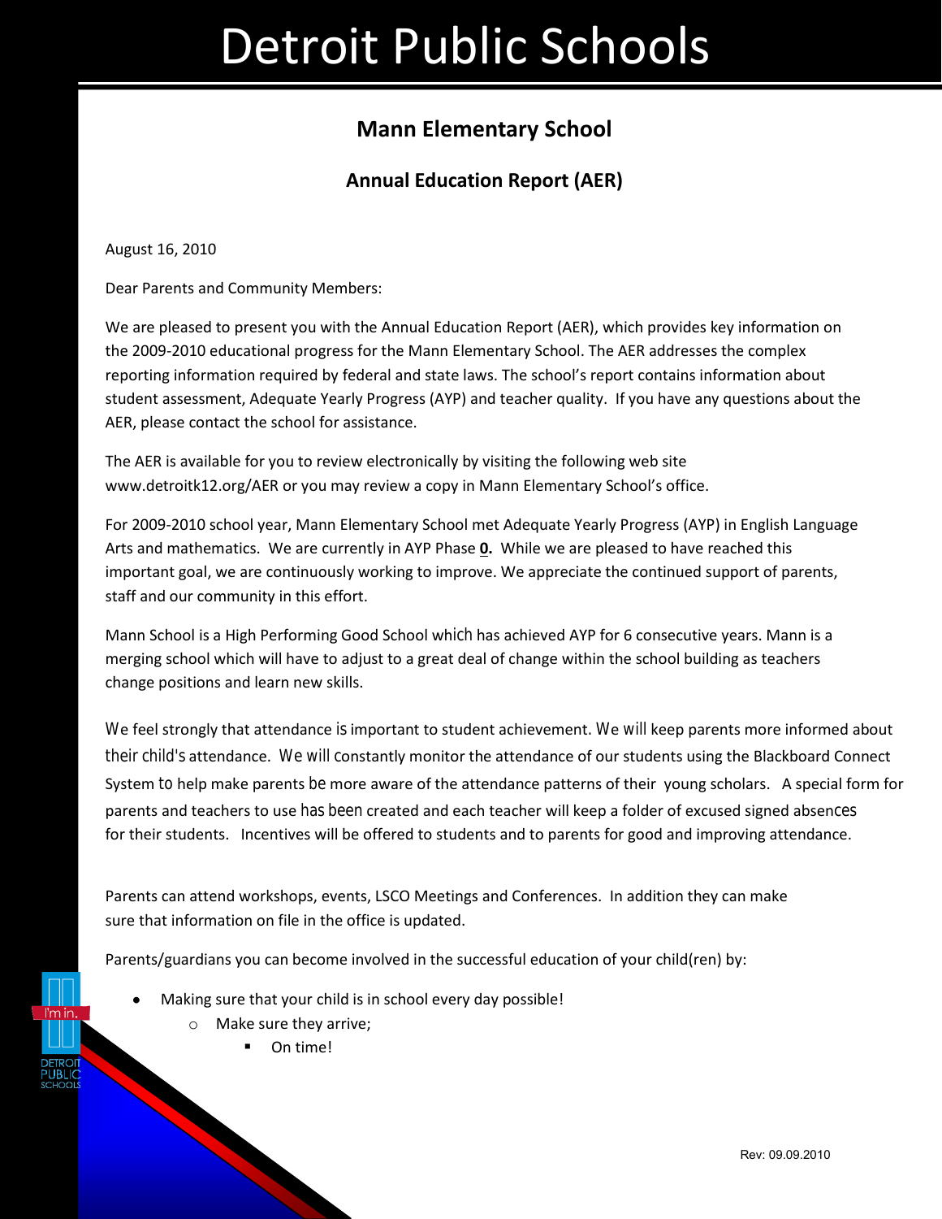# Detroit Public Schools

## Mann Elementary School

### Annual Education Report (AER)

August 16, 2010

Dear Parents and Community Members:

We are pleased to present you with the Annual Education Report (AER), which provides key information on the 2009-2010 educational progress for the Mann Elementary School. The AER addresses the complex reporting information required by federal and state laws. The school's report contains information about student assessment, Adequate Yearly Progress (AYP) and teacher quality. If you have any questions about the AER, please contact the school for assistance.

The AER is available for you to review electronically by visiting the following web site www.detroitk12.org/AER or you may review a copy in Mann Elementary School's office.

For 2009-2010 school year, Mann Elementary School met Adequate Yearly Progress (AYP) in English Language Arts and mathematics. We are currently in AYP Phase **0.** While we are pleased to have reached this important goal, we are continuously working to improve. We appreciate the continued support of parents, staff and our community in this effort.

Mann School is a High Performing Good School which has achieved AYP for 6 consecutive years. Mann is a merging school which will have to adjust to a great deal of change within the school building as teachers change positions and learn new skills.

We feel strongly that attendance is important to student achievement. We will keep parents more informed about their child's attendance. We will constantly monitor the attendance of our students using the Blackboard Connect System to help make parents be more aware of the attendance patterns of their young scholars. A special form for parents and teachers to use has been created and each teacher will keep a folder of excused signed absences for their students. Incentives will be offered to students and to parents for good and improving attendance.

Parents can attend workshops, events, LSCO Meetings and Conferences. In addition they can make sure that information on file in the office is updated.

Parents/guardians you can become involved in the successful education of your child(ren) by:

- Making sure that your child is in school every day possible!
  - Make sure they arrive;
    - On time!

Rev: 09.09.2010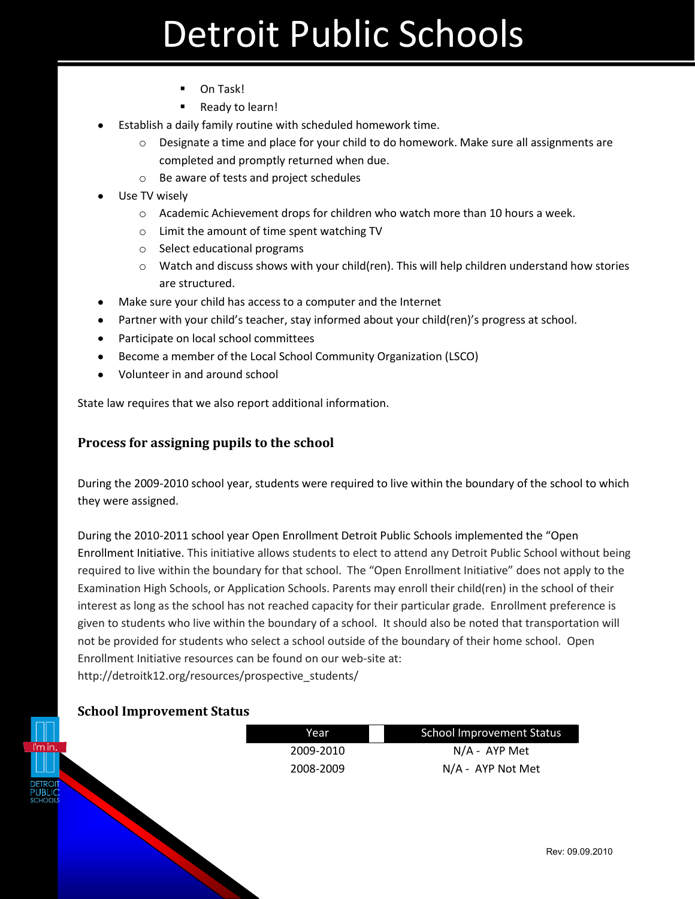- On Task!
- Ready to learn!

- Establish a daily family routine with scheduled homework time.
  - Designate a time and place for your child to do homework. Make sure all assignments are completed and promptly returned when due.
  - Be aware of tests and project schedules
- Use TV wisely
  - Academic Achievement drops for children who watch more than 10 hours a week.
  - Limit the amount of time spent watching TV
  - Select educational programs
  - Watch and discuss shows with your child(ren). This will help children understand how stories are structured.
- Make sure your child has access to a computer and the Internet
- Partner with your child's teacher, stay informed about your child(ren)'s progress at school.
- Participate on local school committees
- Become a member of the Local School Community Organization (LSCO)
- Volunteer in and around school

State law requires that we also report additional information.

## Process for assigning pupils to the school

During the 2009-2010 school year, students were required to live within the boundary of the school to which they were assigned.

During the 2010-2011 school year Open Enrollment Detroit Public Schools implemented the "Open Enrollment Initiative. This initiative allows students to elect to attend any Detroit Public School without being required to live within the boundary for that school. The "Open Enrollment Initiative" does not apply to the Examination High Schools, or Application Schools. Parents may enroll their child(ren) in the school of their interest as long as the school has not reached capacity for their particular grade. Enrollment preference is given to students who live within the boundary of a school. It should also be noted that transportation will not be provided for students who select a school outside of the boundary of their home school. Open Enrollment Initiative resources can be found on our web-site at: http://detroitk12.org/resources/prospective_students/

## School Improvement Status

| Year | School Improvement Status |
|---|---|
| 2009-2010 | N/A - AYP Met |
| 2008-2009 | N/A - AYP Not Met |

Rev: 09.09.2010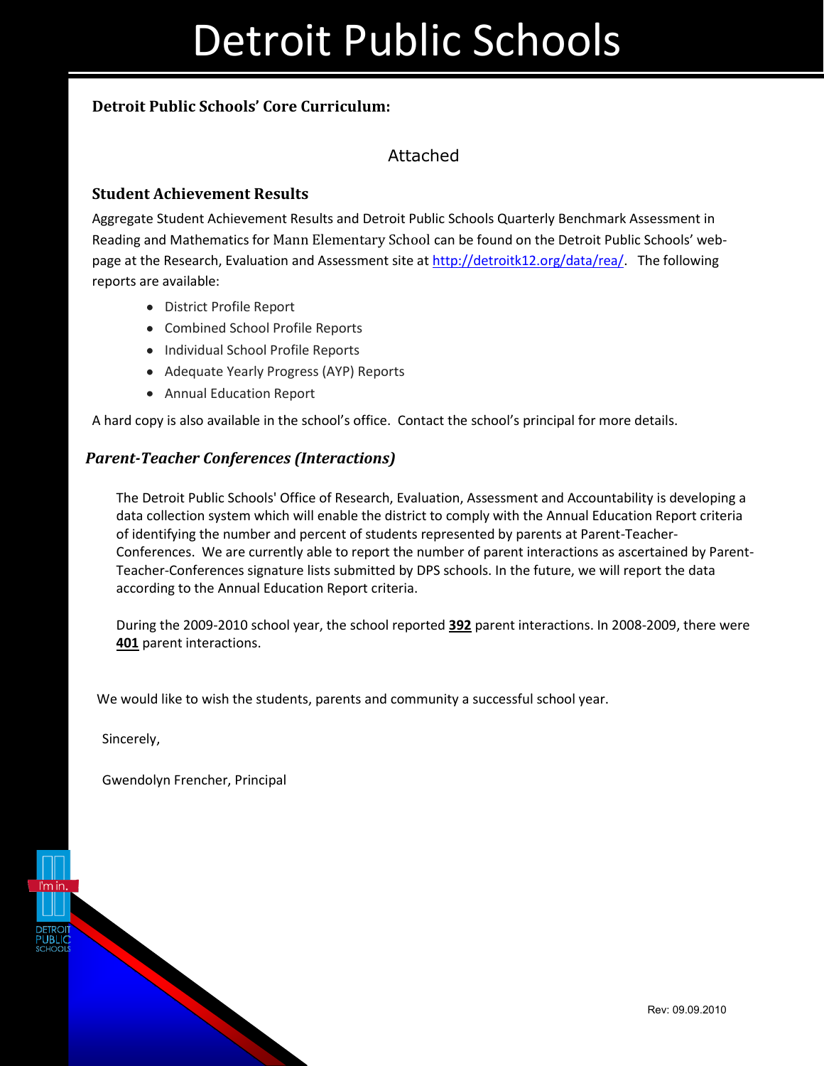# Detroit Public Schools

**Detroit Public Schools' Core Curriculum:**

Attached

## Student Achievement Results

Aggregate Student Achievement Results and Detroit Public Schools Quarterly Benchmark Assessment in Reading and Mathematics for Mann Elementary School can be found on the Detroit Public Schools' web-page at the Research, Evaluation and Assessment site at http://detroitk12.org/data/rea/. The following reports are available:

- District Profile Report
- Combined School Profile Reports
- Individual School Profile Reports
- Adequate Yearly Progress (AYP) Reports
- Annual Education Report

A hard copy is also available in the school's office. Contact the school's principal for more details.

## *Parent-Teacher Conferences (Interactions)*

The Detroit Public Schools' Office of Research, Evaluation, Assessment and Accountability is developing a data collection system which will enable the district to comply with the Annual Education Report criteria of identifying the number and percent of students represented by parents at Parent-Teacher-Conferences. We are currently able to report the number of parent interactions as ascertained by Parent-Teacher-Conferences signature lists submitted by DPS schools. In the future, we will report the data according to the Annual Education Report criteria.

During the 2009-2010 school year, the school reported **392** parent interactions. In 2008-2009, there were **401** parent interactions.

We would like to wish the students, parents and community a successful school year.

Sincerely,

Gwendolyn Frencher, Principal

Rev: 09.09.2010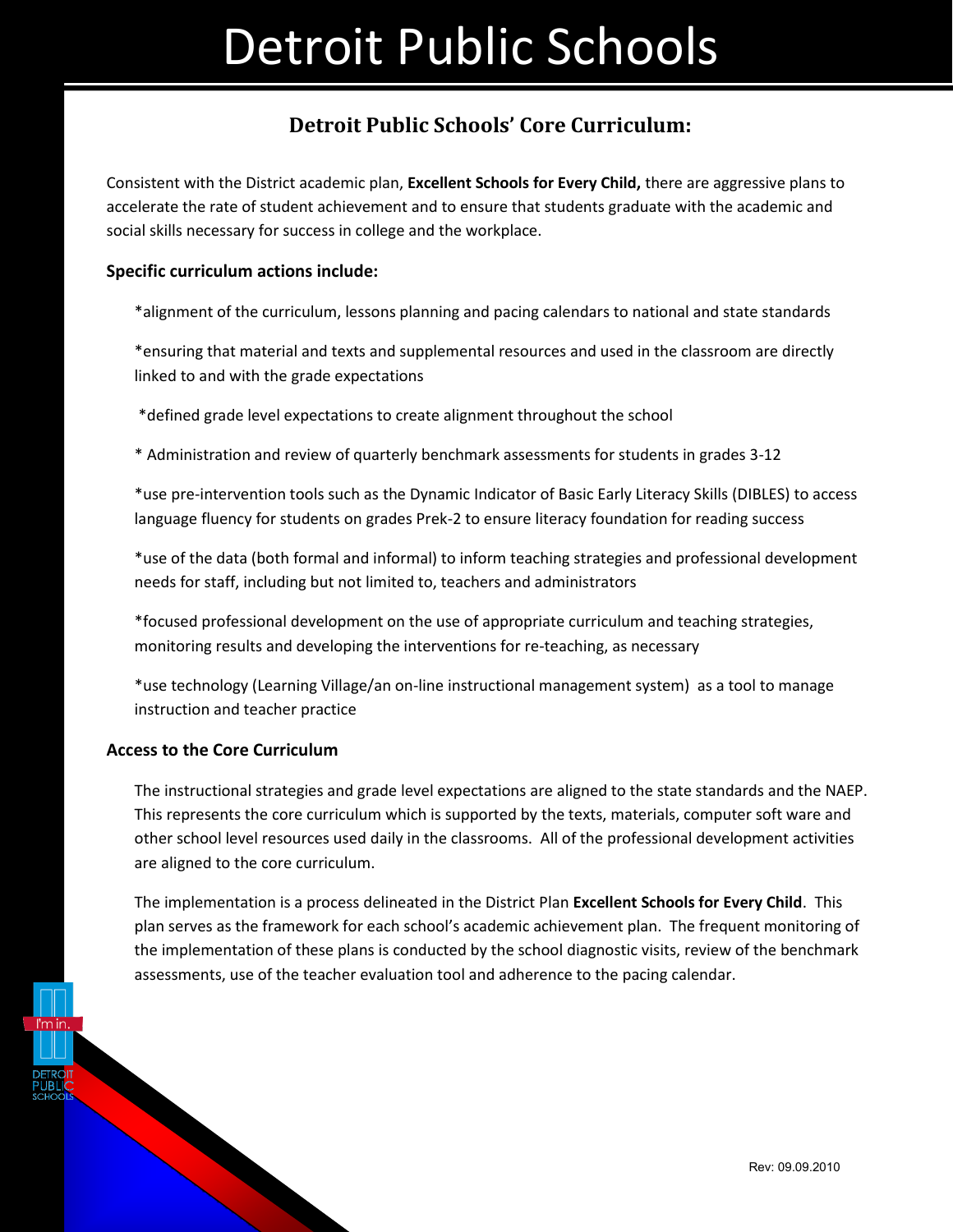# Detroit Public Schools

## Detroit Public Schools' Core Curriculum:

Consistent with the District academic plan, **Excellent Schools for Every Child,** there are aggressive plans to accelerate the rate of student achievement and to ensure that students graduate with the academic and social skills necessary for success in college and the workplace.

**Specific curriculum actions include:**

*alignment of the curriculum, lessons planning and pacing calendars to national and state standards

*ensuring that material and texts and supplemental resources and used in the classroom are directly linked to and with the grade expectations

*defined grade level expectations to create alignment throughout the school

* Administration and review of quarterly benchmark assessments for students in grades 3-12

*use pre-intervention tools such as the Dynamic Indicator of Basic Early Literacy Skills (DIBLES) to access language fluency for students on grades Prek-2 to ensure literacy foundation for reading success

*use of the data (both formal and informal) to inform teaching strategies and professional development needs for staff, including but not limited to, teachers and administrators

*focused professional development on the use of appropriate curriculum and teaching strategies, monitoring results and developing the interventions for re-teaching, as necessary

*use technology (Learning Village/an on-line instructional management system) as a tool to manage instruction and teacher practice

**Access to the Core Curriculum**

The instructional strategies and grade level expectations are aligned to the state standards and the NAEP. This represents the core curriculum which is supported by the texts, materials, computer soft ware and other school level resources used daily in the classrooms. All of the professional development activities are aligned to the core curriculum.

The implementation is a process delineated in the District Plan **Excellent Schools for Every Child**. This plan serves as the framework for each school's academic achievement plan. The frequent monitoring of the implementation of these plans is conducted by the school diagnostic visits, review of the benchmark assessments, use of the teacher evaluation tool and adherence to the pacing calendar.

Rev: 09.09.2010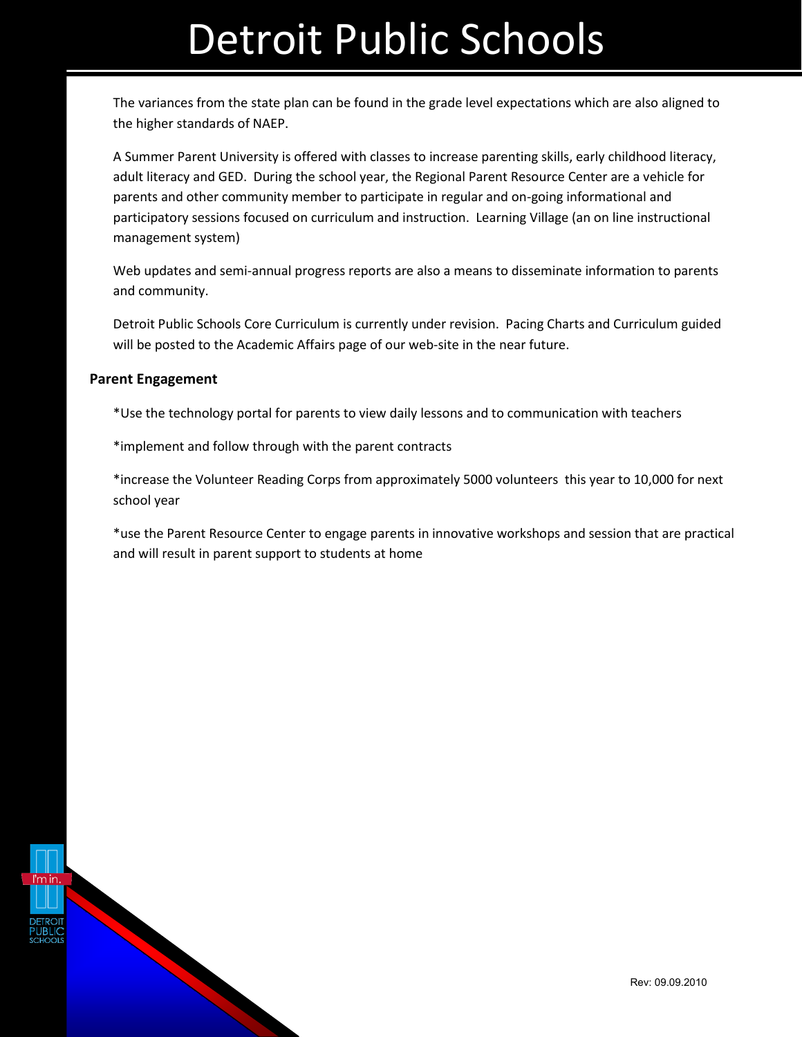The variances from the state plan can be found in the grade level expectations which are also aligned to the higher standards of NAEP.

A Summer Parent University is offered with classes to increase parenting skills, early childhood literacy, adult literacy and GED. During the school year, the Regional Parent Resource Center are a vehicle for parents and other community member to participate in regular and on-going informational and participatory sessions focused on curriculum and instruction. Learning Village (an on line instructional management system)

Web updates and semi-annual progress reports are also a means to disseminate information to parents and community.

Detroit Public Schools Core Curriculum is currently under revision. Pacing Charts and Curriculum guided will be posted to the Academic Affairs page of our web-site in the near future.

**Parent Engagement**

*Use the technology portal for parents to view daily lessons and to communication with teachers

*implement and follow through with the parent contracts

*increase the Volunteer Reading Corps from approximately 5000 volunteers this year to 10,000 for next school year

*use the Parent Resource Center to engage parents in innovative workshops and session that are practical and will result in parent support to students at home

Rev: 09.09.2010